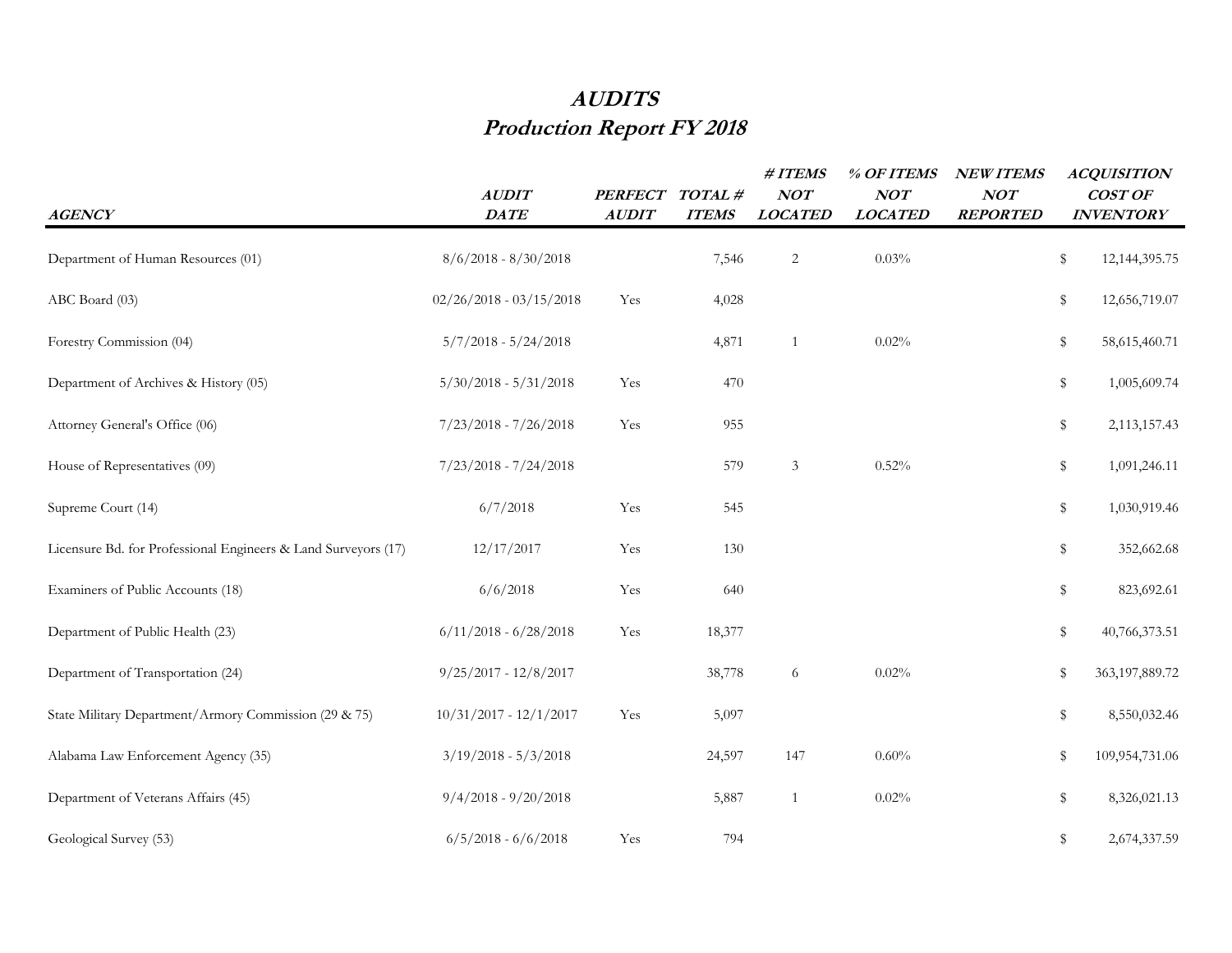# *AUDITS*
## *Production Report FY 2018*

| *AGENCY* | *AUDIT DATE* | *PERFECT AUDIT* | *TOTAL # ITEMS* | *# ITEMS NOT LOCATED* | *% OF ITEMS NOT LOCATED* | *NEW ITEMS NOT REPORTED* | *ACQUISITION COST OF INVENTORY* |
|---|---|---|---|---|---|---|---|
| Department of Human Resources (01) | 8/6/2018 - 8/30/2018 | | 7,546 | 2 | 0.03% | | $ 12,144,395.75 |
| ABC Board (03) | 02/26/2018 - 03/15/2018 | Yes | 4,028 | | | | $ 12,656,719.07 |
| Forestry Commission (04) | 5/7/2018 - 5/24/2018 | | 4,871 | 1 | 0.02% | | $ 58,615,460.71 |
| Department of Archives & History (05) | 5/30/2018 - 5/31/2018 | Yes | 470 | | | | $ 1,005,609.74 |
| Attorney General's Office (06) | 7/23/2018 - 7/26/2018 | Yes | 955 | | | | $ 2,113,157.43 |
| House of Representatives (09) | 7/23/2018 - 7/24/2018 | | 579 | 3 | 0.52% | | $ 1,091,246.11 |
| Supreme Court (14) | 6/7/2018 | Yes | 545 | | | | $ 1,030,919.46 |
| Licensure Bd. for Professional Engineers & Land Surveyors (17) | 12/17/2017 | Yes | 130 | | | | $ 352,662.68 |
| Examiners of Public Accounts (18) | 6/6/2018 | Yes | 640 | | | | $ 823,692.61 |
| Department of Public Health (23) | 6/11/2018 - 6/28/2018 | Yes | 18,377 | | | | $ 40,766,373.51 |
| Department of Transportation (24) | 9/25/2017 - 12/8/2017 | | 38,778 | 6 | 0.02% | | $ 363,197,889.72 |
| State Military Department/Armory Commission (29 & 75) | 10/31/2017 - 12/1/2017 | Yes | 5,097 | | | | $ 8,550,032.46 |
| Alabama Law Enforcement Agency (35) | 3/19/2018 - 5/3/2018 | | 24,597 | 147 | 0.60% | | $ 109,954,731.06 |
| Department of Veterans Affairs (45) | 9/4/2018 - 9/20/2018 | | 5,887 | 1 | 0.02% | | $ 8,326,021.13 |
| Geological Survey (53) | 6/5/2018 - 6/6/2018 | Yes | 794 | | | | $ 2,674,337.59 |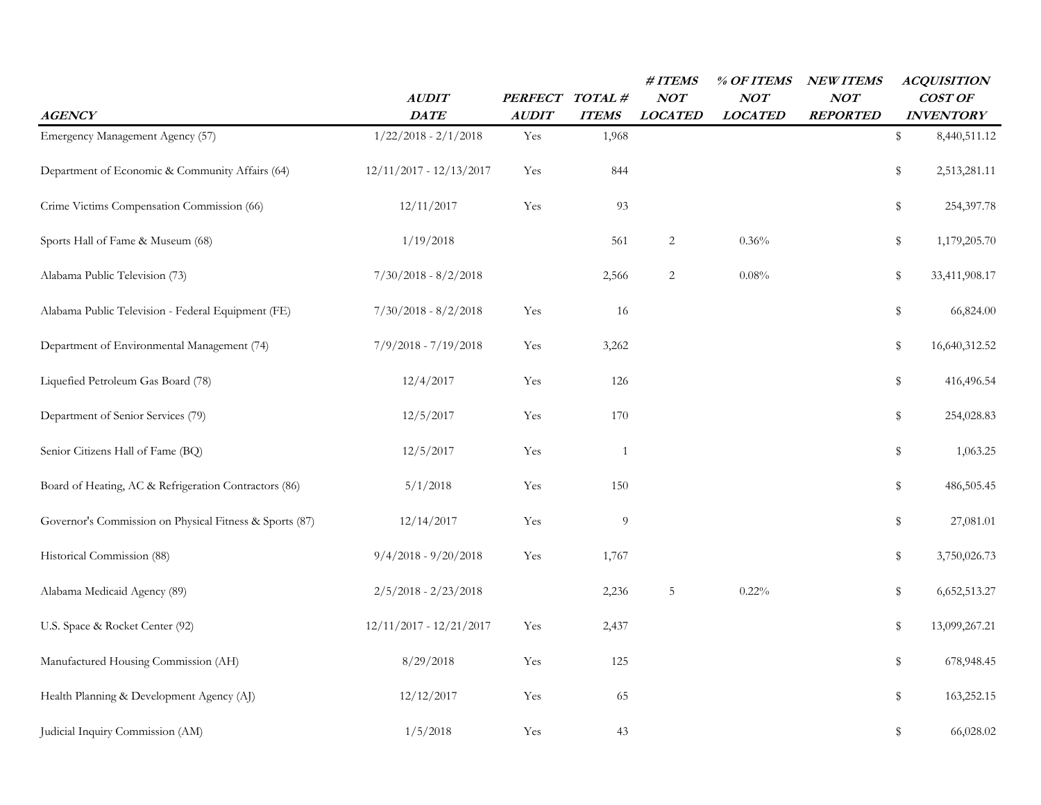| *AGENCY* | *AUDIT DATE* | *PERFECT AUDIT* | *TOTAL # ITEMS* | *# ITEMS NOT LOCATED* | *% OF ITEMS NOT LOCATED* | *NEW ITEMS NOT REPORTED* | *ACQUISITION COST OF INVENTORY* |
|---|---|---|---|---|---|---|---|
| Emergency Management Agency (57) | 1/22/2018 - 2/1/2018 | Yes | 1,968 | | | | $ 8,440,511.12 |
| Department of Economic & Community Affairs (64) | 12/11/2017 - 12/13/2017 | Yes | 844 | | | | $ 2,513,281.11 |
| Crime Victims Compensation Commission (66) | 12/11/2017 | Yes | 93 | | | | $ 254,397.78 |
| Sports Hall of Fame & Museum (68) | 1/19/2018 | | 561 | 2 | 0.36% | | $ 1,179,205.70 |
| Alabama Public Television (73) | 7/30/2018 - 8/2/2018 | | 2,566 | 2 | 0.08% | | $ 33,411,908.17 |
| Alabama Public Television - Federal Equipment (FE) | 7/30/2018 - 8/2/2018 | Yes | 16 | | | | $ 66,824.00 |
| Department of Environmental Management (74) | 7/9/2018 - 7/19/2018 | Yes | 3,262 | | | | $ 16,640,312.52 |
| Liquefied Petroleum Gas Board (78) | 12/4/2017 | Yes | 126 | | | | $ 416,496.54 |
| Department of Senior Services (79) | 12/5/2017 | Yes | 170 | | | | $ 254,028.83 |
| Senior Citizens Hall of Fame (BQ) | 12/5/2017 | Yes | 1 | | | | $ 1,063.25 |
| Board of Heating, AC & Refrigeration Contractors (86) | 5/1/2018 | Yes | 150 | | | | $ 486,505.45 |
| Governor's Commission on Physical Fitness & Sports (87) | 12/14/2017 | Yes | 9 | | | | $ 27,081.01 |
| Historical Commission (88) | 9/4/2018 - 9/20/2018 | Yes | 1,767 | | | | $ 3,750,026.73 |
| Alabama Medicaid Agency (89) | 2/5/2018 - 2/23/2018 | | 2,236 | 5 | 0.22% | | $ 6,652,513.27 |
| U.S. Space & Rocket Center (92) | 12/11/2017 - 12/21/2017 | Yes | 2,437 | | | | $ 13,099,267.21 |
| Manufactured Housing Commission (AH) | 8/29/2018 | Yes | 125 | | | | $ 678,948.45 |
| Health Planning & Development Agency (AJ) | 12/12/2017 | Yes | 65 | | | | $ 163,252.15 |
| Judicial Inquiry Commission (AM) | 1/5/2018 | Yes | 43 | | | | $ 66,028.02 |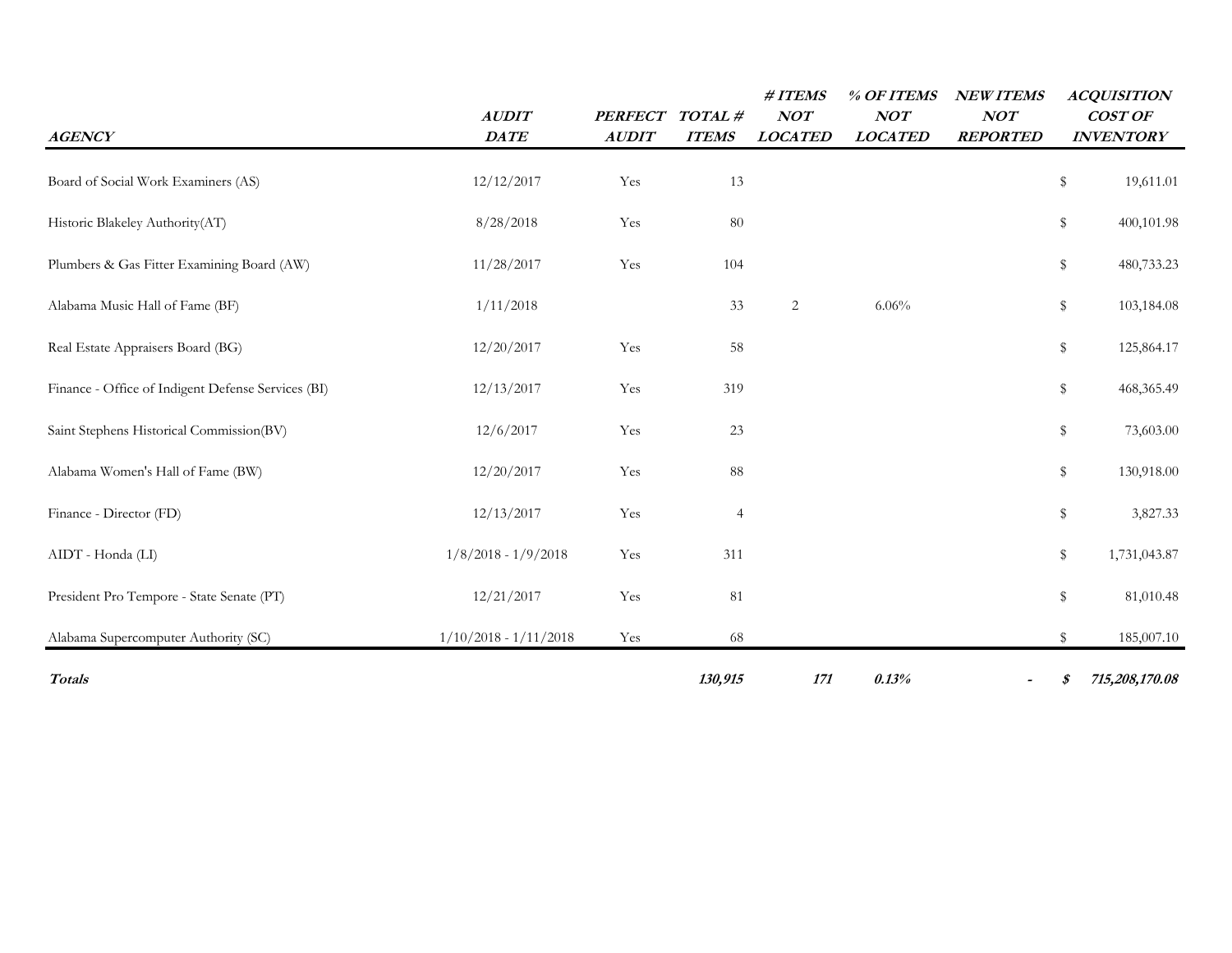| AGENCY | AUDIT DATE | PERFECT AUDIT | TOTAL # ITEMS | # ITEMS NOT LOCATED | % OF ITEMS NOT LOCATED | NEW ITEMS NOT REPORTED | ACQUISITION COST OF INVENTORY |
|---|---|---|---|---|---|---|---|
| Board of Social Work Examiners (AS) | 12/12/2017 | Yes | 13 | | | | $ 19,611.01 |
| Historic Blakeley Authority(AT) | 8/28/2018 | Yes | 80 | | | | $ 400,101.98 |
| Plumbers & Gas Fitter Examining Board (AW) | 11/28/2017 | Yes | 104 | | | | $ 480,733.23 |
| Alabama Music Hall of Fame (BF) | 1/11/2018 | | 33 | 2 | 6.06% | | $ 103,184.08 |
| Real Estate Appraisers Board (BG) | 12/20/2017 | Yes | 58 | | | | $ 125,864.17 |
| Finance - Office of Indigent Defense Services (BI) | 12/13/2017 | Yes | 319 | | | | $ 468,365.49 |
| Saint Stephens Historical Commission(BV) | 12/6/2017 | Yes | 23 | | | | $ 73,603.00 |
| Alabama Women's Hall of Fame (BW) | 12/20/2017 | Yes | 88 | | | | $ 130,918.00 |
| Finance - Director (FD) | 12/13/2017 | Yes | 4 | | | | $ 3,827.33 |
| AIDT - Honda (LI) | 1/8/2018 - 1/9/2018 | Yes | 311 | | | | $ 1,731,043.87 |
| President Pro Tempore - State Senate (PT) | 12/21/2017 | Yes | 81 | | | | $ 81,010.48 |
| Alabama Supercomputer Authority (SC) | 1/10/2018 - 1/11/2018 | Yes | 68 | | | | $ 185,007.10 |
| ***Totals*** | | | ***130,915*** | ***171*** | ***0.13%*** | ***-*** | ***$ 715,208,170.08*** |